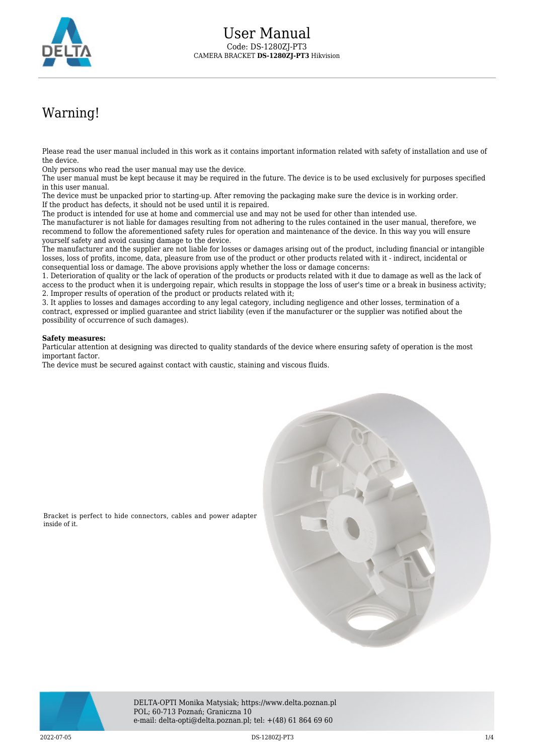# User Manual

Code: DS-1280ZJ-PT3

CAMERA BRACKET **DS-1280ZJ-PT3** Hikvision

## Warning!

Please read the user manual included in this work as it contains important information related with safety of installation and use of the device.

Only persons who read the user manual may use the device.

The user manual must be kept because it may be required in the future. The device is to be used exclusively for purposes specified in this user manual.

The device must be unpacked prior to starting-up. After removing the packaging make sure the device is in working order.

If the product has defects, it should not be used until it is repaired.

The product is intended for use at home and commercial use and may not be used for other than intended use.

The manufacturer is not liable for damages resulting from not adhering to the rules contained in the user manual, therefore, we recommend to follow the aforementioned safety rules for operation and maintenance of the device. In this way you will ensure yourself safety and avoid causing damage to the device.

The manufacturer and the supplier are not liable for losses or damages arising out of the product, including financial or intangible losses, loss of profits, income, data, pleasure from use of the product or other products related with it - indirect, incidental or consequential loss or damage. The above provisions apply whether the loss or damage concerns:

1. Deterioration of quality or the lack of operation of the products or products related with it due to damage as well as the lack of access to the product when it is undergoing repair, which results in stoppage the loss of user's time or a break in business activity;
2. Improper results of operation of the product or products related with it;
3. It applies to losses and damages according to any legal category, including negligence and other losses, termination of a contract, expressed or implied guarantee and strict liability (even if the manufacturer or the supplier was notified about the possibility of occurrence of such damages).

**Safety measures:**

Particular attention at designing was directed to quality standards of the device where ensuring safety of operation is the most important factor.

The device must be secured against contact with caustic, staining and viscous fluids.

Bracket is perfect to hide connectors, cables and power adapter inside of it.

DELTA-OPTI Monika Matysiak; https://www.delta.poznan.pl
POL; 60-713 Poznań; Graniczna 10
e-mail: delta-opti@delta.poznan.pl; tel: +(48) 61 864 69 60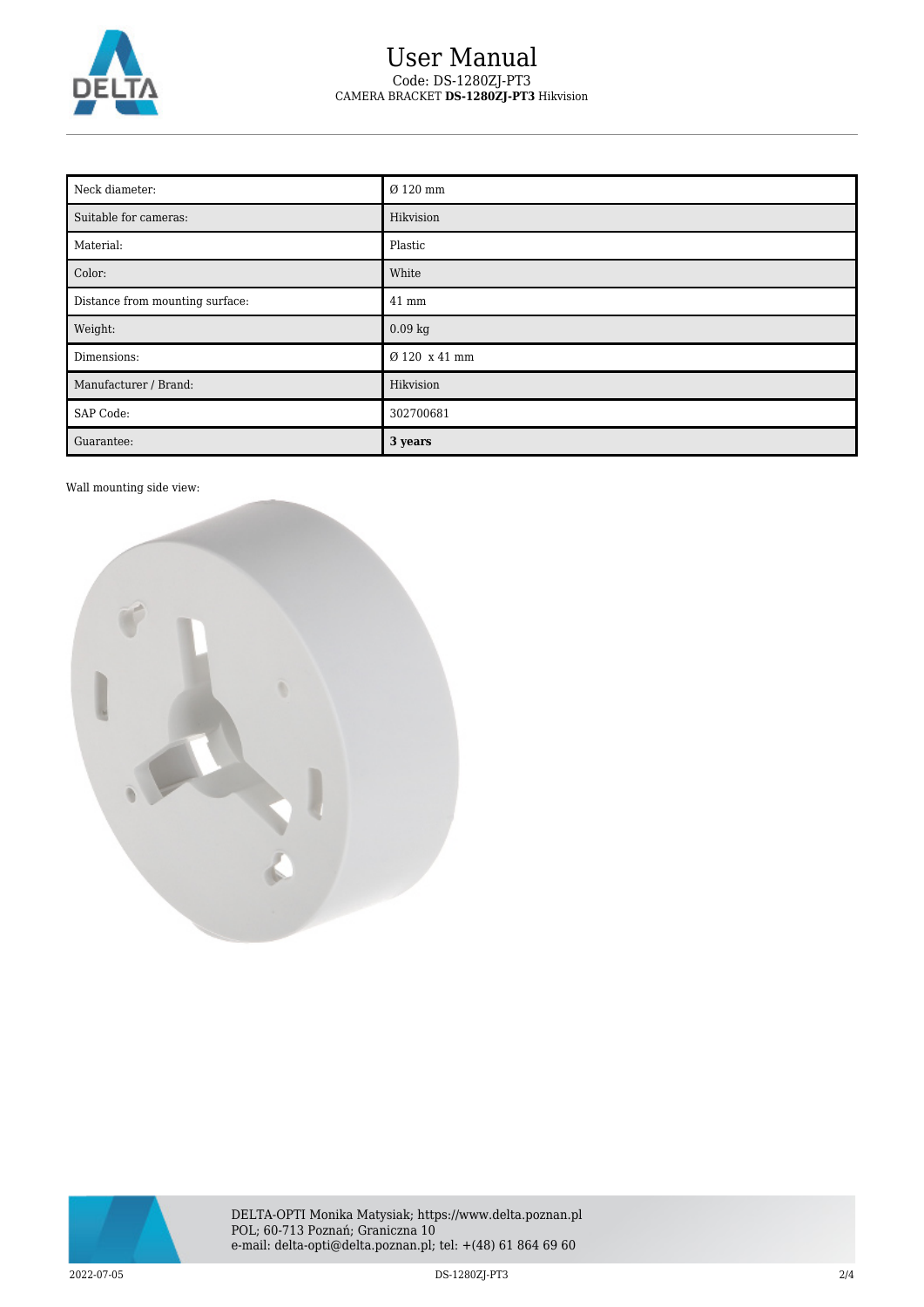| Neck diameter: | Ø 120 mm |
| --- | --- |
| Suitable for cameras: | Hikvision |
| Material: | Plastic |
| Color: | White |
| Distance from mounting surface: | 41 mm |
| Weight: | 0.09 kg |
| Dimensions: | Ø 120 x 41 mm |
| Manufacturer / Brand: | Hikvision |
| SAP Code: | 302700681 |
| Guarantee: | **3 years** |

Wall mounting side view: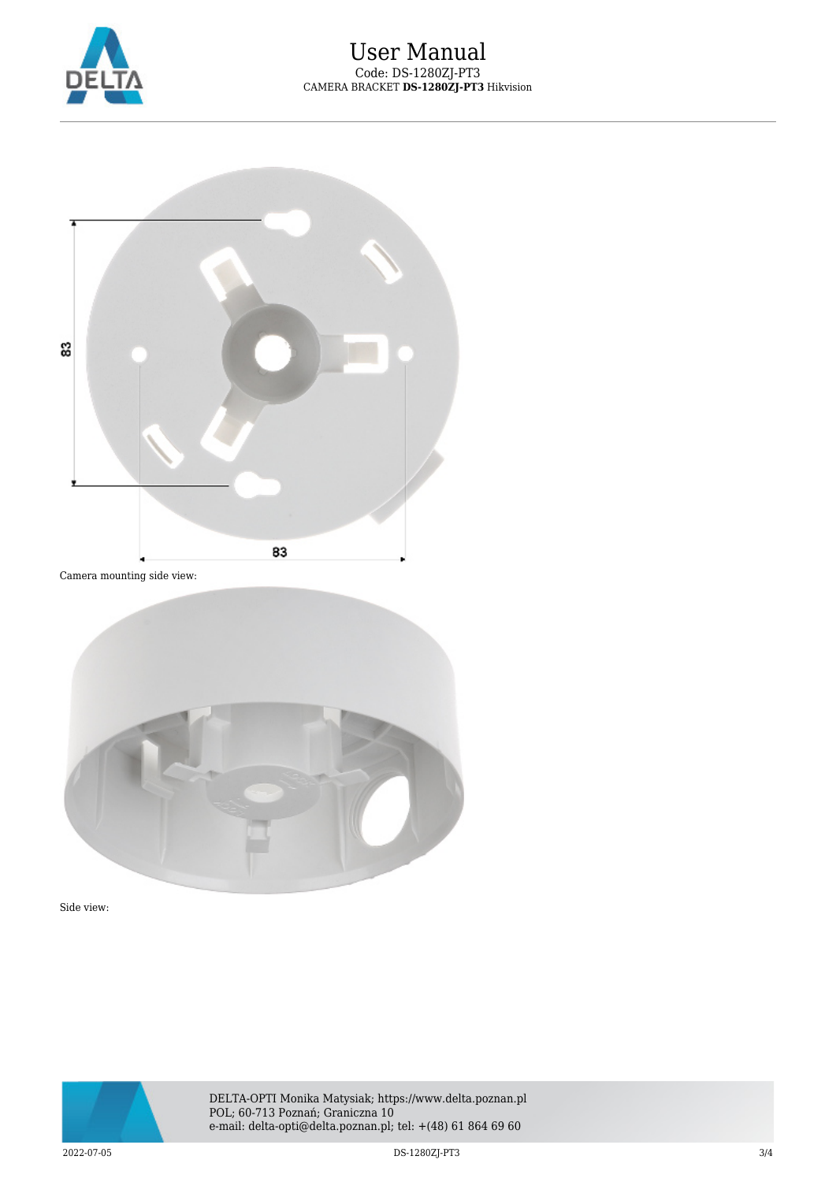Camera mounting side view:

Side view: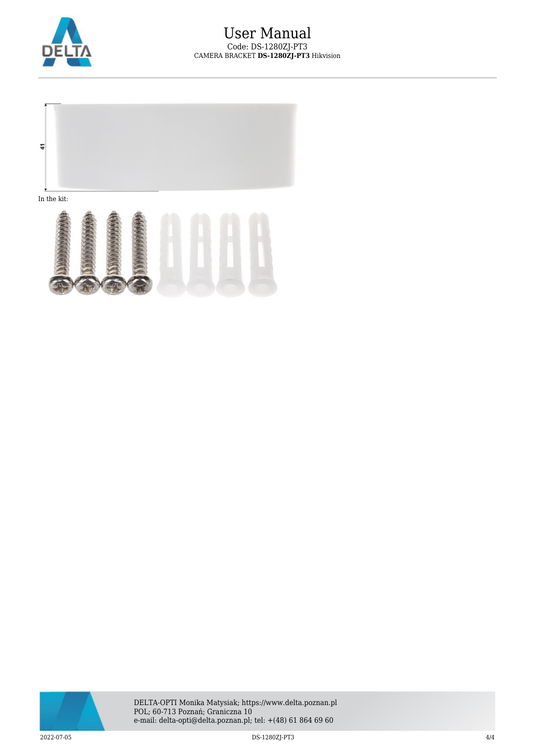41

In the kit: